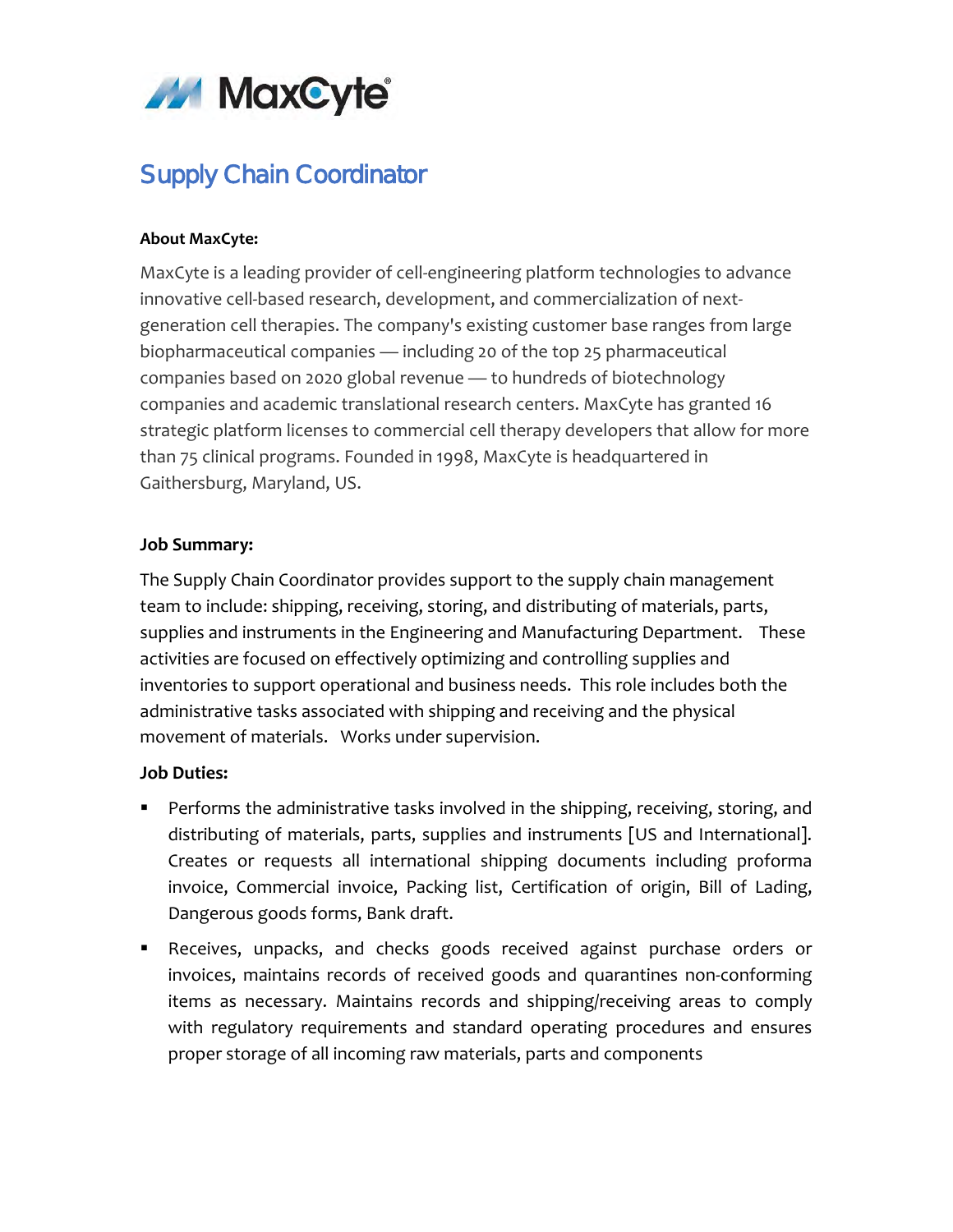MaxCyte®

# Supply Chain Coordinator

**About MaxCyte:**

MaxCyte is a leading provider of cell-engineering platform technologies to advance innovative cell-based research, development, and commercialization of next-generation cell therapies. The company's existing customer base ranges from large biopharmaceutical companies — including 20 of the top 25 pharmaceutical companies based on 2020 global revenue — to hundreds of biotechnology companies and academic translational research centers. MaxCyte has granted 16 strategic platform licenses to commercial cell therapy developers that allow for more than 75 clinical programs. Founded in 1998, MaxCyte is headquartered in Gaithersburg, Maryland, US.

**Job Summary:**

The Supply Chain Coordinator provides support to the supply chain management team to include: shipping, receiving, storing, and distributing of materials, parts, supplies and instruments in the Engineering and Manufacturing Department. These activities are focused on effectively optimizing and controlling supplies and inventories to support operational and business needs. This role includes both the administrative tasks associated with shipping and receiving and the physical movement of materials. Works under supervision.

**Job Duties:**

- Performs the administrative tasks involved in the shipping, receiving, storing, and distributing of materials, parts, supplies and instruments [US and International]. Creates or requests all international shipping documents including proforma invoice, Commercial invoice, Packing list, Certification of origin, Bill of Lading, Dangerous goods forms, Bank draft.
- Receives, unpacks, and checks goods received against purchase orders or invoices, maintains records of received goods and quarantines non-conforming items as necessary. Maintains records and shipping/receiving areas to comply with regulatory requirements and standard operating procedures and ensures proper storage of all incoming raw materials, parts and components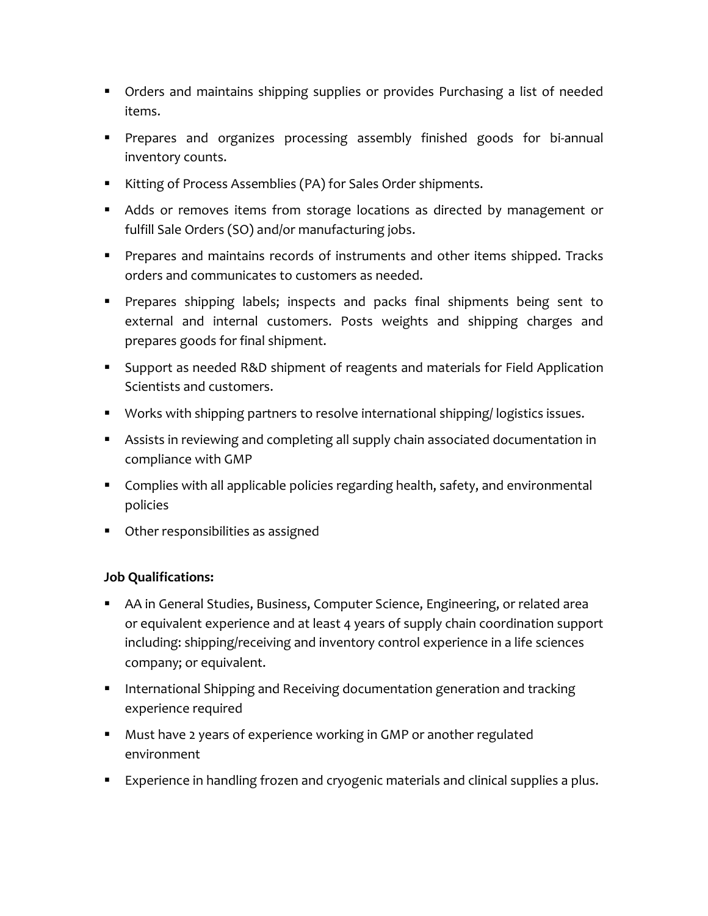- Orders and maintains shipping supplies or provides Purchasing a list of needed items.
- Prepares and organizes processing assembly finished goods for bi-annual inventory counts.
- Kitting of Process Assemblies (PA) for Sales Order shipments.
- Adds or removes items from storage locations as directed by management or fulfill Sale Orders (SO) and/or manufacturing jobs.
- Prepares and maintains records of instruments and other items shipped. Tracks orders and communicates to customers as needed.
- Prepares shipping labels; inspects and packs final shipments being sent to external and internal customers. Posts weights and shipping charges and prepares goods for final shipment.
- Support as needed R&D shipment of reagents and materials for Field Application Scientists and customers.
- Works with shipping partners to resolve international shipping/ logistics issues.
- Assists in reviewing and completing all supply chain associated documentation in compliance with GMP
- Complies with all applicable policies regarding health, safety, and environmental policies
- Other responsibilities as assigned

**Job Qualifications:**

- AA in General Studies, Business, Computer Science, Engineering, or related area or equivalent experience and at least 4 years of supply chain coordination support including: shipping/receiving and inventory control experience in a life sciences company; or equivalent.
- International Shipping and Receiving documentation generation and tracking experience required
- Must have 2 years of experience working in GMP or another regulated environment
- Experience in handling frozen and cryogenic materials and clinical supplies a plus.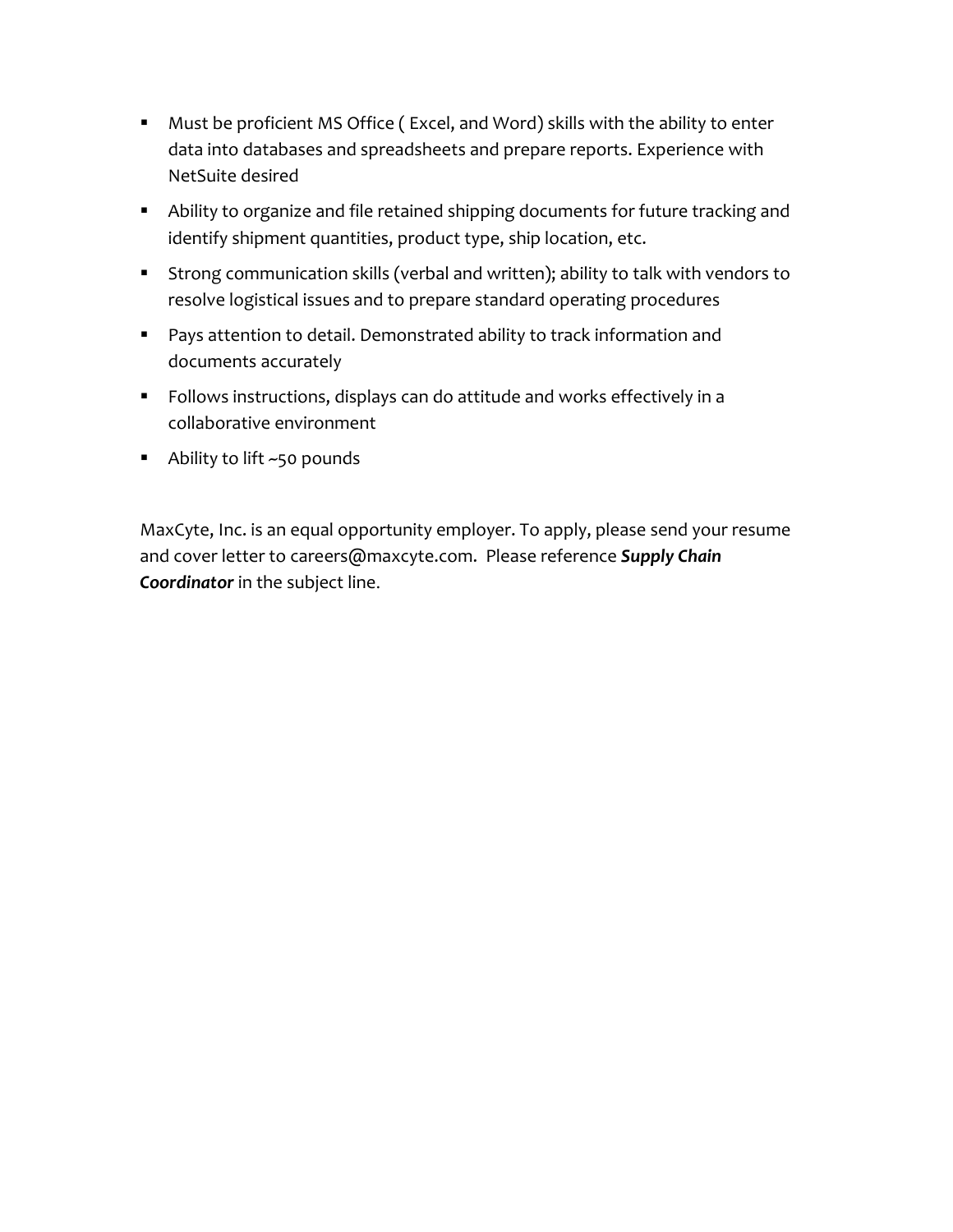- Must be proficient MS Office ( Excel, and Word) skills with the ability to enter data into databases and spreadsheets and prepare reports. Experience with NetSuite desired
- Ability to organize and file retained shipping documents for future tracking and identify shipment quantities, product type, ship location, etc.
- Strong communication skills (verbal and written); ability to talk with vendors to resolve logistical issues and to prepare standard operating procedures
- Pays attention to detail. Demonstrated ability to track information and documents accurately
- Follows instructions, displays can do attitude and works effectively in a collaborative environment
- Ability to lift ~50 pounds

MaxCyte, Inc. is an equal opportunity employer. To apply, please send your resume and cover letter to careers@maxcyte.com. Please reference ***Supply Chain Coordinator*** in the subject line.